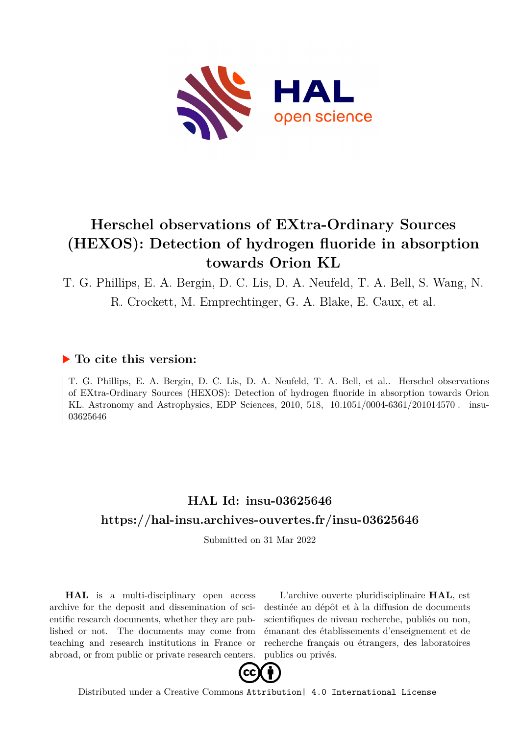# Herschel observations of EXtra-Ordinary Sources (HEXOS): Detection of hydrogen fluoride in absorption towards Orion KL

T. G. Phillips, E. A. Bergin, D. C. Lis, D. A. Neufeld, T. A. Bell, S. Wang, N. R. Crockett, M. Emprechtinger, G. A. Blake, E. Caux, et al.

## ▶ To cite this version:

T. G. Phillips, E. A. Bergin, D. C. Lis, D. A. Neufeld, T. A. Bell, et al.. Herschel observations of EXtra-Ordinary Sources (HEXOS): Detection of hydrogen fluoride in absorption towards Orion KL. Astronomy and Astrophysics, EDP Sciences, 2010, 518, 10.1051/0004-6361/201014570 . insu-03625646

## HAL Id: insu-03625646

## https://hal-insu.archives-ouvertes.fr/insu-03625646

Submitted on 31 Mar 2022

**HAL** is a multi-disciplinary open access archive for the deposit and dissemination of scientific research documents, whether they are published or not. The documents may come from teaching and research institutions in France or abroad, or from public or private research centers.

L'archive ouverte pluridisciplinaire **HAL**, est destinée au dépôt et à la diffusion de documents scientifiques de niveau recherche, publiés ou non, émanant des établissements d'enseignement et de recherche français ou étrangers, des laboratoires publics ou privés.

Distributed under a Creative Commons Attribution| 4.0 International License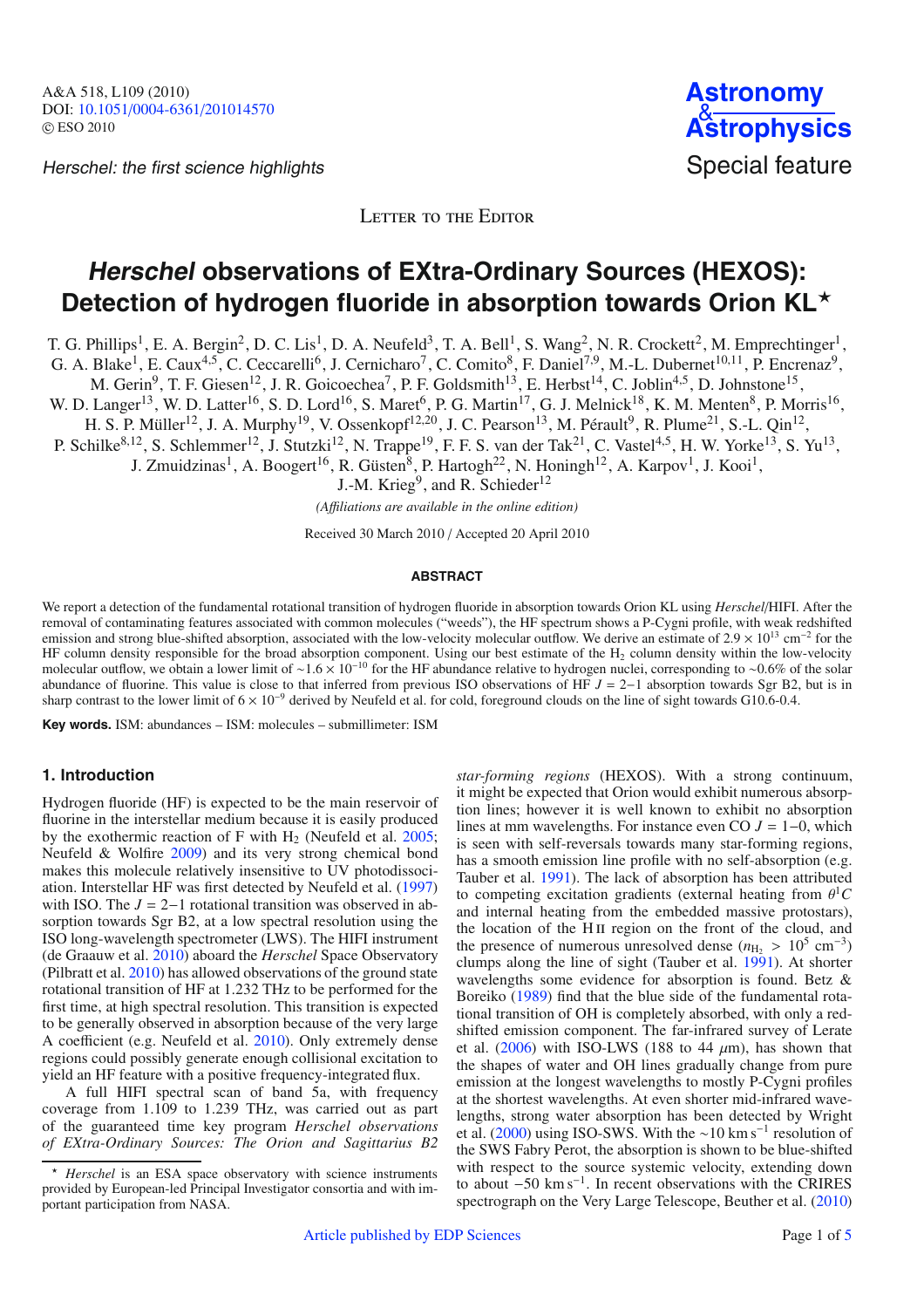Letter to the Editor

# *Herschel* observations of EXtra-Ordinary Sources (HEXOS): Detection of hydrogen fluoride in absorption towards Orion KL★

T. G. Phillips[1], E. A. Bergin[2], D. C. Lis[1], D. A. Neufeld[3], T. A. Bell[1], S. Wang[2], N. R. Crockett[2], M. Emprechtinger[1], G. A. Blake[1], E. Caux[4,5], C. Ceccarelli[6], J. Cernicharo[7], C. Comito[8], F. Daniel[7,9], M.-L. Dubernet[10,11], P. Encrenaz[9], M. Gerin[9], T. F. Giesen[12], J. R. Goicoechea[7], P. F. Goldsmith[13], E. Herbst[14], C. Joblin[4,5], D. Johnstone[15], W. D. Langer[13], W. D. Latter[16], S. D. Lord[16], S. Maret[6], P. G. Martin[17], G. J. Melnick[18], K. M. Menten[8], P. Morris[16], H. S. P. Müller[12], J. A. Murphy[19], V. Ossenkopf[12,20], J. C. Pearson[13], M. Pérault[9], R. Plume[21], S.-L. Qin[12], P. Schilke[8,12], S. Schlemmer[12], J. Stutzki[12], N. Trappe[19], F. F. S. van der Tak[21], C. Vastel[4,5], H. W. Yorke[13], S. Yu[13], J. Zmuidzinas[1], A. Boogert[16], R. Güsten[8], P. Hartogh[22], N. Honingh[12], A. Karpov[1], J. Kooi[1], J.-M. Krieg[9], and R. Schieder[12]

*(Affiliations are available in the online edition)*

Received 30 March 2010 / Accepted 20 April 2010

## ABSTRACT

We report a detection of the fundamental rotational transition of hydrogen fluoride in absorption towards Orion KL using *Herschel*/HIFI. After the removal of contaminating features associated with common molecules ("weeds"), the HF spectrum shows a P-Cygni profile, with weak redshifted emission and strong blue-shifted absorption, associated with the low-velocity molecular outflow. We derive an estimate of $2.9 \times 10^{13}$ cm$^{-2}$ for the HF column density responsible for the broad absorption component. Using our best estimate of the $H_2$ column density within the low-velocity molecular outflow, we obtain a lower limit of $\sim 1.6 \times 10^{-10}$ for the HF abundance relative to hydrogen nuclei, corresponding to $\sim 0.6\%$ of the solar abundance of fluorine. This value is close to that inferred from previous ISO observations of HF $J = 2-1$ absorption towards Sgr B2, but is in sharp contrast to the lower limit of $6 \times 10^{-9}$ derived by Neufeld et al. for cold, foreground clouds on the line of sight towards G10.6-0.4.

**Key words.** ISM: abundances – ISM: molecules – submillimeter: ISM

## 1. Introduction

Hydrogen fluoride (HF) is expected to be the main reservoir of fluorine in the interstellar medium because it is easily produced by the exothermic reaction of F with $H_2$ (Neufeld et al. 2005; Neufeld & Wolfire 2009) and its very strong chemical bond makes this molecule relatively insensitive to UV photodissociation. Interstellar HF was first detected by Neufeld et al. (1997) with ISO. The $J = 2-1$ rotational transition was observed in absorption towards Sgr B2, at a low spectral resolution using the ISO long-wavelength spectrometer (LWS). The HIFI instrument (de Graauw et al. 2010) aboard the *Herschel* Space Observatory (Pilbratt et al. 2010) has allowed observations of the ground state rotational transition of HF at 1.232 THz to be performed for the first time, at high spectral resolution. This transition is expected to be generally observed in absorption because of the very large A coefficient (e.g. Neufeld et al. 2010). Only extremely dense regions could possibly generate enough collisional excitation to yield an HF feature with a positive frequency-integrated flux.

A full HIFI spectral scan of band 5a, with frequency coverage from 1.109 to 1.239 THz, was carried out as part of the guaranteed time key program *Herschel observations of EXtra-Ordinary Sources: The Orion and Sagittarius B2 star-forming regions* (HEXOS). With a strong continuum, it might be expected that Orion would exhibit numerous absorption lines; however it is well known to exhibit no absorption lines at mm wavelengths. For instance even CO $J = 1-0$, which is seen with self-reversals towards many star-forming regions, has a smooth emission line profile with no self-absorption (e.g. Tauber et al. 1991). The lack of absorption has been attributed to competing excitation gradients (external heating from $\theta^1 C$ and internal heating from the embedded massive protostars), the location of the H II region on the front of the cloud, and the presence of numerous unresolved dense ($n_{H_2} > 10^5$ cm$^{-3}$) clumps along the line of sight (Tauber et al. 1991). At shorter wavelengths some evidence for absorption is found. Betz & Boreiko (1989) find that the blue side of the fundamental rotational transition of OH is completely absorbed, with only a red-shifted emission component. The far-infrared survey of Lerate et al. (2006) with ISO-LWS (188 to 44 $\mu$m), has shown that the shapes of water and OH lines gradually change from pure emission at the longest wavelengths to mostly P-Cygni profiles at the shortest wavelengths. At even shorter mid-infrared wavelengths, strong water absorption has been detected by Wright et al. (2000) using ISO-SWS. With the $\sim$10 km s$^{-1}$ resolution of the SWS Fabry Perot, the absorption is shown to be blue-shifted with respect to the source systemic velocity, extending down to about $-50$ km s$^{-1}$. In recent observations with the CRIRES spectrograph on the Very Large Telescope, Beuther et al. (2010)

★ *Herschel* is an ESA space observatory with science instruments provided by European-led Principal Investigator consortia and with important participation from NASA.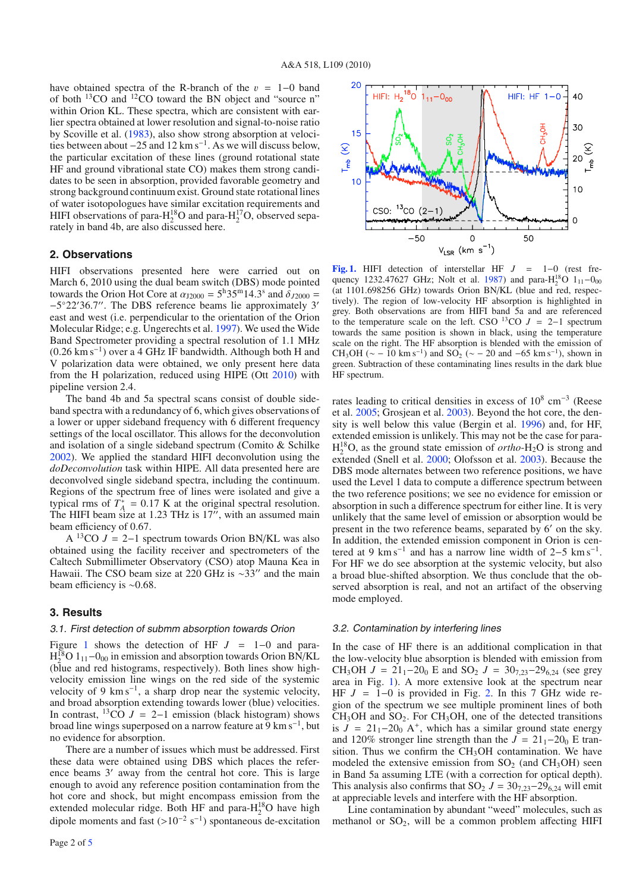have obtained spectra of the R-branch of the $v = 1{-}0$ band of both $^{13}CO$ and $^{12}CO$ toward the BN object and "source n" within Orion KL. These spectra, which are consistent with earlier spectra obtained at lower resolution and signal-to-noise ratio by Scoville et al. (1983), also show strong absorption at velocities between about −25 and 12 km s$^{-1}$. As we will discuss below, the particular excitation of these lines (ground rotational state HF and ground vibrational state CO) makes them strong candidates to be seen in absorption, provided favorable geometry and strong background continuum exist. Ground state rotational lines of water isotopologues have similar excitation requirements and HIFI observations of para-$H_2^{18}O$ and para-$H_2^{17}O$, observed separately in band 4b, are also discussed here.

## 2. Observations

HIFI observations presented here were carried out on March 6, 2010 using the dual beam switch (DBS) mode pointed towards the Orion Hot Core at $\alpha_{J2000} = 5^h35^m14.3^s$ and $\delta_{J2000} = -5°22'36.7''$. The DBS reference beams lie approximately 3′ east and west (i.e. perpendicular to the orientation of the Orion Molecular Ridge; e.g. Ungerechts et al. 1997). We used the Wide Band Spectrometer providing a spectral resolution of 1.1 MHz (0.26 km s$^{-1}$) over a 4 GHz IF bandwidth. Although both H and V polarization data were obtained, we only present here data from the H polarization, reduced using HIPE (Ott 2010) with pipeline version 2.4.

The band 4b and 5a spectral scans consist of double sideband spectra with a redundancy of 6, which gives observations of a lower or upper sideband frequency with 6 different frequency settings of the local oscillator. This allows for the deconvolution and isolation of a single sideband spectrum (Comito & Schilke 2002). We applied the standard HIFI deconvolution using the *doDeconvolution* task within HIPE. All data presented here are deconvolved single sideband spectra, including the continuum. Regions of the spectrum free of lines were isolated and give a typical rms of $T_A^* = 0.17$ K at the original spectral resolution. The HIFI beam size at 1.23 THz is 17″, with an assumed main beam efficiency of 0.67.

A $^{13}CO$ $J = 2{-}1$ spectrum towards Orion BN/KL was also obtained using the facility receiver and spectrometers of the Caltech Submillimeter Observatory (CSO) atop Mauna Kea in Hawaii. The CSO beam size at 220 GHz is ~33″ and the main beam efficiency is ~0.68.

## 3. Results

### 3.1. First detection of submm absorption towards Orion

Figure 1 shows the detection of HF $J = 1{-}0$ and para-$H_2^{18}O$ $1_{11}{-}0_{00}$ in emission and absorption towards Orion BN/KL (blue and red histograms, respectively). Both lines show high-velocity emission line wings on the red side of the systemic velocity of 9 km s$^{-1}$, a sharp drop near the systemic velocity, and broad absorption extending towards lower (blue) velocities. In contrast, $^{13}CO$ $J = 2{-}1$ emission (black histogram) shows broad line wings superposed on a narrow feature at 9 km s$^{-1}$, but no evidence for absorption.

There are a number of issues which must be addressed. First these data were obtained using DBS which places the reference beams 3′ away from the central hot core. This is large enough to avoid any reference position contamination from the hot core and shock, but might encompass emission from the extended molecular ridge. Both HF and para-$H_2^{18}O$ have high dipole moments and fast (>$10^{-2}$ s$^{-1}$) spontaneous de-excitation rates leading to critical densities in excess of $10^8$ cm$^{-3}$ (Reese et al. 2005; Grosjean et al. 2003). Beyond the hot core, the density is well below this value (Bergin et al. 1996) and, for HF, extended emission is unlikely. This may not be the case for para-$H_2^{18}O$, as the ground state emission of *ortho*-$H_2O$ is strong and extended (Snell et al. 2000; Olofsson et al. 2003). Because the DBS mode alternates between two reference positions, we have used the Level 1 data to compute a difference spectrum between the two reference positions; we see no evidence for emission or absorption in such a difference spectrum for either line. It is very unlikely that the same level of emission or absorption would be present in the two reference beams, separated by 6′ on the sky. In addition, the extended emission component in Orion is centered at 9 km s$^{-1}$ and has a narrow line width of 2–5 km s$^{-1}$. For HF we do see absorption at the systemic velocity, but also a broad blue-shifted absorption. We thus conclude that the observed absorption is real, and not an artifact of the observing mode employed.

**Fig. 1.** HIFI detection of interstellar HF $J = 1{-}0$ (rest frequency 1232.47627 GHz; Nolt et al. 1987) and para-$H_2^{18}O$ $1_{11}{-}0_{00}$ (at 1101.698256 GHz) towards Orion BN/KL (blue and red, respectively). The region of low-velocity HF absorption is highlighted in grey. Both observations are from HIFI band 5a and are referenced to the temperature scale on the left. CSO $^{13}CO$ $J = 2{-}1$ spectrum towards the same position is shown in black, using the temperature scale on the right. The HF absorption is blended with the emission of $CH_3OH$ (~ − 10 km s$^{-1}$) and $SO_2$ (~ − 20 and −65 km s$^{-1}$), shown in green. Subtraction of these contaminating lines results in the dark blue HF spectrum.

### 3.2. Contamination by interfering lines

In the case of HF there is an additional complication in that the low-velocity blue absorption is blended with emission from $CH_3OH$ $J = 2_{11}{-}2_{0}$ E and $SO_2$ $J = 30_{7,23}{-}29_{6,24}$ (see grey area in Fig. 1). A more extensive look at the spectrum near HF $J = 1{-}0$ is provided in Fig. 2. In this 7 GHz wide region of the spectrum we see multiple prominent lines of both $CH_3OH$ and $SO_2$. For $CH_3OH$, one of the detected transitions is $J = 2_{11}{-}2_{0}$ $A^+$, which has a similar ground state energy and 120% stronger line strength than the $J = 2_{11}{-}2_{0}$ E transition. Thus we confirm the $CH_3OH$ contamination. We have modeled the extensive emission from $SO_2$ (and $CH_3OH$) seen in Band 5a assuming LTE (with a correction for optical depth). This analysis also confirms that $SO_2$ $J = 30_{7,23}{-}29_{6,24}$ will emit at appreciable levels and interfere with the HF absorption.

Line contamination by abundant "weed" molecules, such as methanol or $SO_2$, will be a common problem affecting HIFI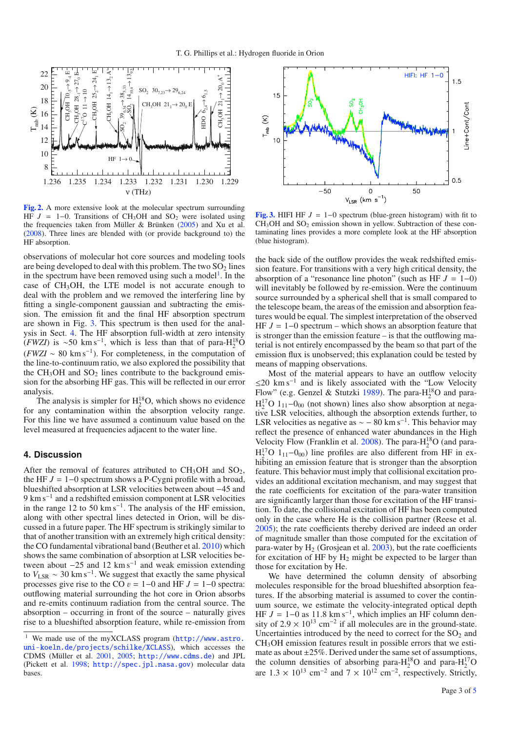Fig. 2. A more extensive look at the molecular spectrum surrounding HF $J = 1$–0. Transitions of $CH_3OH$ and $SO_2$ were isolated using the frequencies taken from Müller & Brünken (2005) and Xu et al. (2008). Three lines are blended with (or provide background to) the HF absorption.

Fig. 3. HIFI HF $J = 1$–0 spectrum (blue-green histogram) with fit to $CH_3OH$ and $SO_2$ emission shown in yellow. Subtraction of these contaminating lines provides a more complete look at the HF absorption (blue histogram).

observations of molecular hot core sources and modeling tools are being developed to deal with this problem. The two $SO_2$ lines in the spectrum have been removed using such a model[1]. In the case of $CH_3OH$, the LTE model is not accurate enough to deal with the problem and we removed the interfering line by fitting a single-component gaussian and subtracting the emission. The emission fit and the final HF absorption spectrum are shown in Fig. 3. This spectrum is then used for the analysis in Sect. 4. The HF absorption full-width at zero intensity (*FWZI*) is ~50 km s$^{-1}$, which is less than that of para-$H_2^{18}O$ (*FWZI* ~ 80 km s$^{-1}$). For completeness, in the computation of the line-to-continuum ratio, we also explored the possibility that the $CH_3OH$ and $SO_2$ lines contribute to the background emission for the absorbing HF gas. This will be reflected in our error analysis.

The analysis is simpler for $H_2^{18}O$, which shows no evidence for any contamination within the absorption velocity range. For this line we have assumed a continuum value based on the level measured at frequencies adjacent to the water line.

## 4. Discussion

After the removal of features attributed to $CH_3OH$ and $SO_2$, the HF $J = 1$–0 spectrum shows a P-Cygni profile with a broad, blueshifted absorption at LSR velocities between about −45 and 9 km s$^{-1}$ and a redshifted emission component at LSR velocities in the range 12 to 50 km s$^{-1}$. The analysis of the HF emission, along with other spectral lines detected in Orion, will be discussed in a future paper. The HF spectrum is strikingly similar to that of another transition with an extremely high critical density: the CO fundamental vibrational band (Beuther et al. 2010) which shows the same combination of absorption at LSR velocities between about −25 and 12 km s$^{-1}$ and weak emission extending to $V_{\rm LSR}$ ~ 30 km s$^{-1}$. We suggest that exactly the same physical processes give rise to the CO $v = 1$–0 and HF $J = 1$–0 spectra: outflowing material surrounding the hot core in Orion absorbs and re-emits continuum radiation from the central source. The absorption – occurring in front of the source – naturally gives rise to a blueshifted absorption feature, while re-emission from the back side of the outflow provides the weak redshifted emission feature. For transitions with a very high critical density, the absorption of a "resonance line photon" (such as HF $J = 1$–0) will inevitably be followed by re-emission. Were the continuum source surrounded by a spherical shell that is small compared to the telescope beam, the areas of the emission and absorption features would be equal. The simplest interpretation of the observed HF $J = 1$–0 spectrum – which shows an absorption feature that is stronger than the emission feature – is that the outflowing material is not entirely encompassed by the beam so that part of the emission flux is unobserved; this explanation could be tested by means of mapping observations.

Most of the material appears to have an outflow velocity ≤20 km s$^{-1}$ and is likely associated with the "Low Velocity Flow" (e.g. Genzel & Stutzki 1989). The para-$H_2^{18}O$ and para-$H_2^{17}O$ $1_{11}$–$0_{00}$ (not shown) lines also show absorption at negative LSR velocities, although the absorption extends further, to LSR velocities as negative as ~ − 80 km s$^{-1}$. This behavior may reflect the presence of enhanced water abundances in the High Velocity Flow (Franklin et al. 2008). The para-$H_2^{18}O$ (and para-$H_2^{17}O$ $1_{11}$–$0_{00}$) line profiles are also different from HF in exhibiting an emission feature that is stronger than the absorption feature. This behavior must imply that collisional excitation provides an additional excitation mechanism, and may suggest that the rate coefficients for excitation of the para-water transition are significantly larger than those for excitation of the HF transition. To date, the collisional excitation of HF has been computed only in the case where He is the collision partner (Reese et al. 2005); the rate coefficients thereby derived are indeed an order of magnitude smaller than those computed for the excitation of para-water by $H_2$ (Grosjean et al. 2003), but the rate coefficients for excitation of HF by $H_2$ might be expected to be larger than those for excitation by He.

We have determined the column density of absorbing molecules responsible for the broad blueshifted absorption features. If the absorbing material is assumed to cover the continuum source, we estimate the velocity-integrated optical depth HF $J = 1$–0 as 11.8 km s$^{-1}$, which implies an HF column density of $2.9 \times 10^{13}$ cm$^{-2}$ if all molecules are in the ground-state. Uncertainties introduced by the need to correct for the $SO_2$ and $CH_3OH$ emission features result in possible errors that we estimate as about ±25%. Derived under the same set of assumptions, the column densities of absorbing para-$H_2^{18}O$ and para-$H_2^{17}O$ are $1.3 \times 10^{13}$ cm$^{-2}$ and $7 \times 10^{12}$ cm$^{-2}$, respectively. Strictly,

[1] We made use of the myXCLASS program (http://www.astro.uni-koeln.de/projects/schilke/XCLASS), which accesses the CDMS (Müller et al. 2001, 2005; http://www.cdms.de) and JPL (Pickett et al. 1998; http://spec.jpl.nasa.gov) molecular data bases.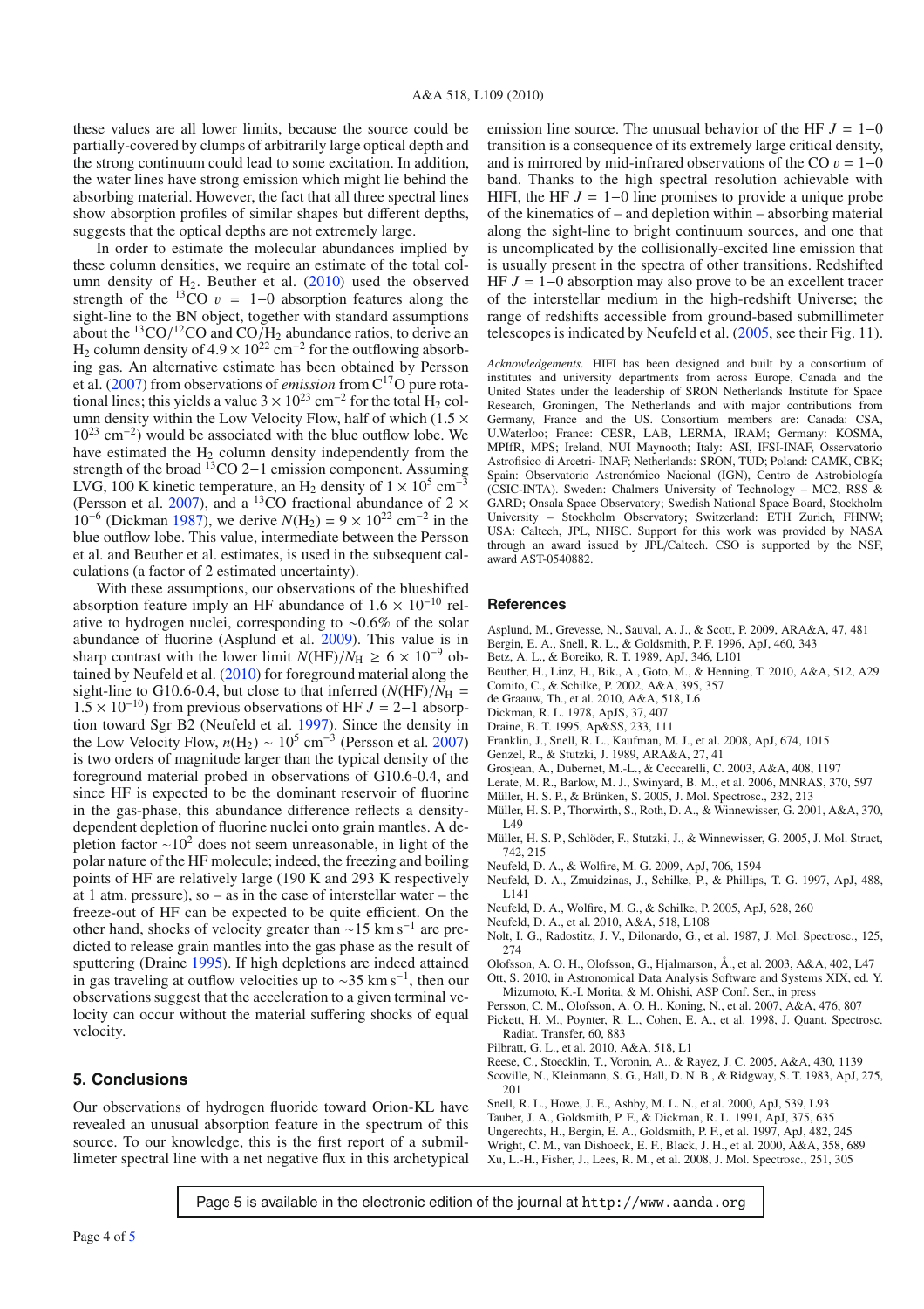these values are all lower limits, because the source could be partially-covered by clumps of arbitrarily large optical depth and the strong continuum could lead to some excitation. In addition, the water lines have strong emission which might lie behind the absorbing material. However, the fact that all three spectral lines show absorption profiles of similar shapes but different depths, suggests that the optical depths are not extremely large.

In order to estimate the molecular abundances implied by these column densities, we require an estimate of the total column density of $H_2$. Beuther et al. (2010) used the observed strength of the $^{13}CO$ $v$ = 1−0 absorption features along the sight-line to the BN object, together with standard assumptions about the $^{13}CO/^{12}CO$ and $CO/H_2$ abundance ratios, to derive an $H_2$ column density of $4.9 \times 10^{22}$ cm$^{-2}$ for the outflowing absorbing gas. An alternative estimate has been obtained by Persson et al. (2007) from observations of *emission* from $C^{17}O$ pure rotational lines; this yields a value $3 \times 10^{23}$ cm$^{-2}$ for the total $H_2$ column density within the Low Velocity Flow, half of which ($1.5 \times 10^{23}$ cm$^{-2}$) would be associated with the blue outflow lobe. We have estimated the $H_2$ column density independently from the strength of the broad $^{13}CO$ 2−1 emission component. Assuming LVG, 100 K kinetic temperature, an $H_2$ density of $1 \times 10^5$ cm$^{-3}$ (Persson et al. 2007), and a $^{13}CO$ fractional abundance of $2 \times 10^{-6}$ (Dickman 1987), we derive $N(H_2) = 9 \times 10^{22}$ cm$^{-2}$ in the blue outflow lobe. This value, intermediate between the Persson et al. and Beuther et al. estimates, is used in the subsequent calculations (a factor of 2 estimated uncertainty).

With these assumptions, our observations of the blueshifted absorption feature imply an HF abundance of $1.6 \times 10^{-10}$ relative to hydrogen nuclei, corresponding to ∼0.6% of the solar abundance of fluorine (Asplund et al. 2009). This value is in sharp contrast with the lower limit $N(HF)/N_H \geq 6 \times 10^{-9}$ obtained by Neufeld et al. (2010) for foreground material along the sight-line to G10.6-0.4, but close to that inferred ($N(HF)/N_H = 1.5 \times 10^{-10}$) from previous observations of HF $J$ = 2−1 absorption toward Sgr B2 (Neufeld et al. 1997). Since the density in the Low Velocity Flow, $n(H_2) \sim 10^5$ cm$^{-3}$ (Persson et al. 2007) is two orders of magnitude larger than the typical density of the foreground material probed in observations of G10.6-0.4, and since HF is expected to be the dominant reservoir of fluorine in the gas-phase, this abundance difference reflects a density-dependent depletion of fluorine nuclei onto grain mantles. A depletion factor $\sim 10^2$ does not seem unreasonable, in light of the polar nature of the HF molecule; indeed, the freezing and boiling points of HF are relatively large (190 K and 293 K respectively at 1 atm. pressure), so – as in the case of interstellar water – the freeze-out of HF can be expected to be quite efficient. On the other hand, shocks of velocity greater than ∼15 km s$^{-1}$ are predicted to release grain mantles into the gas phase as the result of sputtering (Draine 1995). If high depletions are indeed attained in gas traveling at outflow velocities up to ∼35 km s$^{-1}$, then our observations suggest that the acceleration to a given terminal velocity can occur without the material suffering shocks of equal velocity.

## 5. Conclusions

Our observations of hydrogen fluoride toward Orion-KL have revealed an unusual absorption feature in the spectrum of this source. To our knowledge, this is the first report of a submillimeter spectral line with a net negative flux in this archetypical emission line source. The unusual behavior of the HF $J$ = 1−0 transition is a consequence of its extremely large critical density, and is mirrored by mid-infrared observations of the CO $v$ = 1−0 band. Thanks to the high spectral resolution achievable with HIFI, the HF $J$ = 1−0 line promises to provide a unique probe of the kinematics of – and depletion within – absorbing material along the sight-line to bright continuum sources, and one that is uncomplicated by the collisionally-excited line emission that is usually present in the spectra of other transitions. Redshifted HF $J$ = 1−0 absorption may also prove to be an excellent tracer of the interstellar medium in the high-redshift Universe; the range of redshifts accessible from ground-based submillimeter telescopes is indicated by Neufeld et al. (2005, see their Fig. 11).

*Acknowledgements.* HIFI has been designed and built by a consortium of institutes and university departments from across Europe, Canada and the United States under the leadership of SRON Netherlands Institute for Space Research, Groningen, The Netherlands and with major contributions from Germany, France and the US. Consortium members are: Canada: CSA, U.Waterloo; France: CESR, LAB, LERMA, IRAM; Germany: KOSMA, MPIfR, MPS; Ireland, NUI Maynooth; Italy: ASI, IFSI-INAF, Osservatorio Astrofisico di Arcetri- INAF; Netherlands: SRON, TUD; Poland: CAMK, CBK; Spain: Observatorio Astronómico Nacional (IGN), Centro de Astrobiología (CSIC-INTA). Sweden: Chalmers University of Technology – MC2, RSS & GARD; Onsala Space Observatory; Swedish National Space Board, Stockholm University – Stockholm Observatory; Switzerland: ETH Zurich, FHNW; USA: Caltech, JPL, NHSC. Support for this work was provided by NASA through an award issued by JPL/Caltech. CSO is supported by the NSF, award AST-0540882.

## References

Asplund, M., Grevesse, N., Sauval, A. J., & Scott, P. 2009, ARA&A, 47, 481
Bergin, E. A., Snell, R. L., & Goldsmith, P. F. 1996, ApJ, 460, 343
Betz, A. L., & Boreiko, R. T. 1989, ApJ, 346, L101
Beuther, H., Linz, H., Bik., A., Goto, M., & Henning, T. 2010, A&A, 512, A29
Comito, C., & Schilke, P. 2002, A&A, 395, 357
de Graauw, Th., et al. 2010, A&A, 518, L6
Dickman, R. L. 1978, ApJS, 37, 407
Draine, B. T. 1995, Ap&SS, 233, 111
Franklin, J., Snell, R. L., Kaufman, M. J., et al. 2008, ApJ, 674, 1015
Genzel, R., & Stutzki, J. 1989, ARA&A, 27, 41
Grosjean, A., Dubernet, M.-L., & Ceccarelli, C. 2003, A&A, 408, 1197
Lerate, M. R., Barlow, M. J., Swinyard, B. M., et al. 2006, MNRAS, 370, 597
Müller, H. S. P., & Brünken, S. 2005, J. Mol. Spectrosc., 232, 213
Müller, H. S. P., Thorwirth, S., Roth, D. A., & Winnewisser, G. 2001, A&A, 370, L49
Müller, H. S. P., Schlöder, F., Stutzki, J., & Winnewisser, G. 2005, J. Mol. Struct, 742, 215
Neufeld, D. A., & Wolfire, M. G. 2009, ApJ, 706, 1594
Neufeld, D. A., Zmuidzinas, J., Schilke, P., & Phillips, T. G. 1997, ApJ, 488, L141
Neufeld, D. A., Wolfire, M. G., & Schilke, P. 2005, ApJ, 628, 260
Neufeld, D. A., et al. 2010, A&A, 518, L108
Nolt, I. G., Radostitz, J. V., Dilonardo, G., et al. 1987, J. Mol. Spectrosc., 125, 274
Olofsson, A. O. H., Olofsson, G., Hjalmarson, Å., et al. 2003, A&A, 402, L47
Ott, S. 2010, in Astronomical Data Analysis Software and Systems XIX, ed. Y. Mizumoto, K.-I. Morita, & M. Ohishi, ASP Conf. Ser., in press
Persson, C. M., Olofsson, A. O. H., Koning, N., et al. 2007, A&A, 476, 807
Pickett, H. M., Poynter, R. L., Cohen, E. A., et al. 1998, J. Quant. Spectrosc. Radiat. Transfer, 60, 883
Pilbratt, G. L., et al. 2010, A&A, 518, L1
Reese, C., Stoecklin, T., Voronin, A., & Rayez, J. C. 2005, A&A, 430, 1139
Scoville, N., Kleinmann, S. G., Hall, D. N. B., & Ridgway, S. T. 1983, ApJ, 275, 201
Snell, R. L., Howe, J. E., Ashby, M. L. N., et al. 2000, ApJ, 539, L93
Tauber, J. A., Goldsmith, P. F., & Dickman, R. L. 1991, ApJ, 375, 635
Ungerechts, H., Bergin, E. A., Goldsmith, P. F., et al. 1997, ApJ, 482, 245
Wright, C. M., van Dishoeck, E. F., Black, J. H., et al. 2000, A&A, 358, 689
Xu, L.-H., Fisher, J., Lees, R. M., et al. 2008, J. Mol. Spectrosc., 251, 305

Page 5 is available in the electronic edition of the journal at `http://www.aanda.org`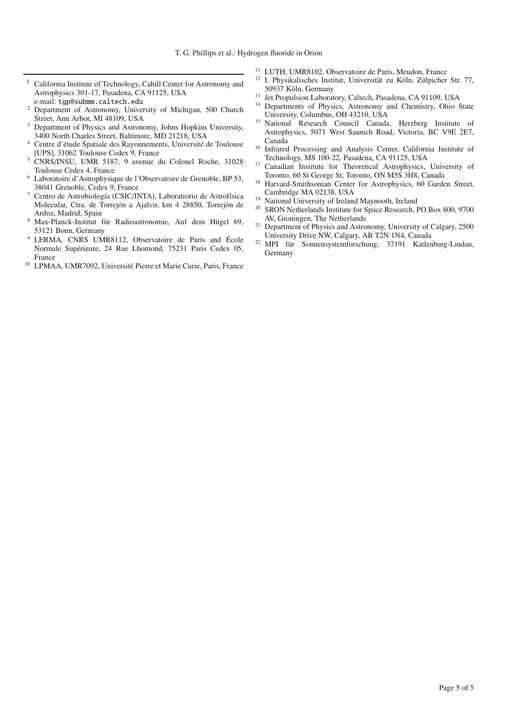[1] California Institute of Technology, Cahill Center for Astronomy and Astrophysics 301-17, Pasadena, CA 91125, USA
e-mail: tgp@submm.caltech.edu

[2] Department of Astronomy, University of Michigan, 500 Church Street, Ann Arbor, MI 48109, USA

[3] Department of Physics and Astronomy, Johns Hopkins University, 3400 North Charles Street, Baltimore, MD 21218, USA

[4] Centre d'étude Spatiale des Rayonnements, Université de Toulouse [UPS], 31062 Toulouse Cedex 9, France

[5] CNRS/INSU, UMR 5187, 9 avenue du Colonel Roche, 31028 Toulouse Cedex 4, France

[6] Laboratoire d'Astrophysique de l'Observatoire de Grenoble, BP 53, 38041 Grenoble, Cedex 9, France

[7] Centro de Astrobiología (CSIC/INTA), Laboratiorio de Astrofísica Molecular, Ctra. de Torrejón a Ajalvir, km 4 28850, Torrejón de Ardoz, Madrid, Spain

[8] Max-Planck-Institut für Radioastronomie, Auf dem Hügel 69, 53121 Bonn, Germany

[9] LERMA, CNRS UMR8112, Observatoire de Paris and École Normale Supérieure, 24 Rue Lhomond, 75231 Paris Cedex 05, France

[10] LPMAA, UMR7092, Université Pierre et Marie Curie, Paris, France

[11] LUTH, UMR8102, Observatoire de Paris, Meudon, France

[12] I. Physikalisches Institut, Universität zu Köln, Zülpicher Str. 77, 50937 Köln, Germany

[13] Jet Propulsion Laboratory, Caltech, Pasadena, CA 91109, USA

[14] Departments of Physics, Astronomy and Chemistry, Ohio State University, Columbus, OH 43210, USA

[15] National Research Council Canada, Herzberg Institute of Astrophysics, 5071 West Saanich Road, Victoria, BC V9E 2E7, Canada

[16] Infrared Processing and Analysis Center, California Institute of Technology, MS 100-22, Pasadena, CA 91125, USA

[17] Canadian Institute for Theoretical Astrophysics, University of Toronto, 60 St George St, Toronto, ON M5S 3H8, Canada

[18] Harvard-Smithsonian Center for Astrophysics, 60 Garden Street, Cambridge MA 02138, USA

[19] National University of Ireland Maynooth, Ireland

[20] SRON Netherlands Institute for Space Research, PO Box 800, 9700 AV, Groningen, The Netherlands

[21] Department of Physics and Astronomy, University of Calgary, 2500 University Drive NW, Calgary, AB T2N 1N4, Canada

[22] MPI für Sonnensystemforschung, 37191 Katlenburg-Lindau, Germany